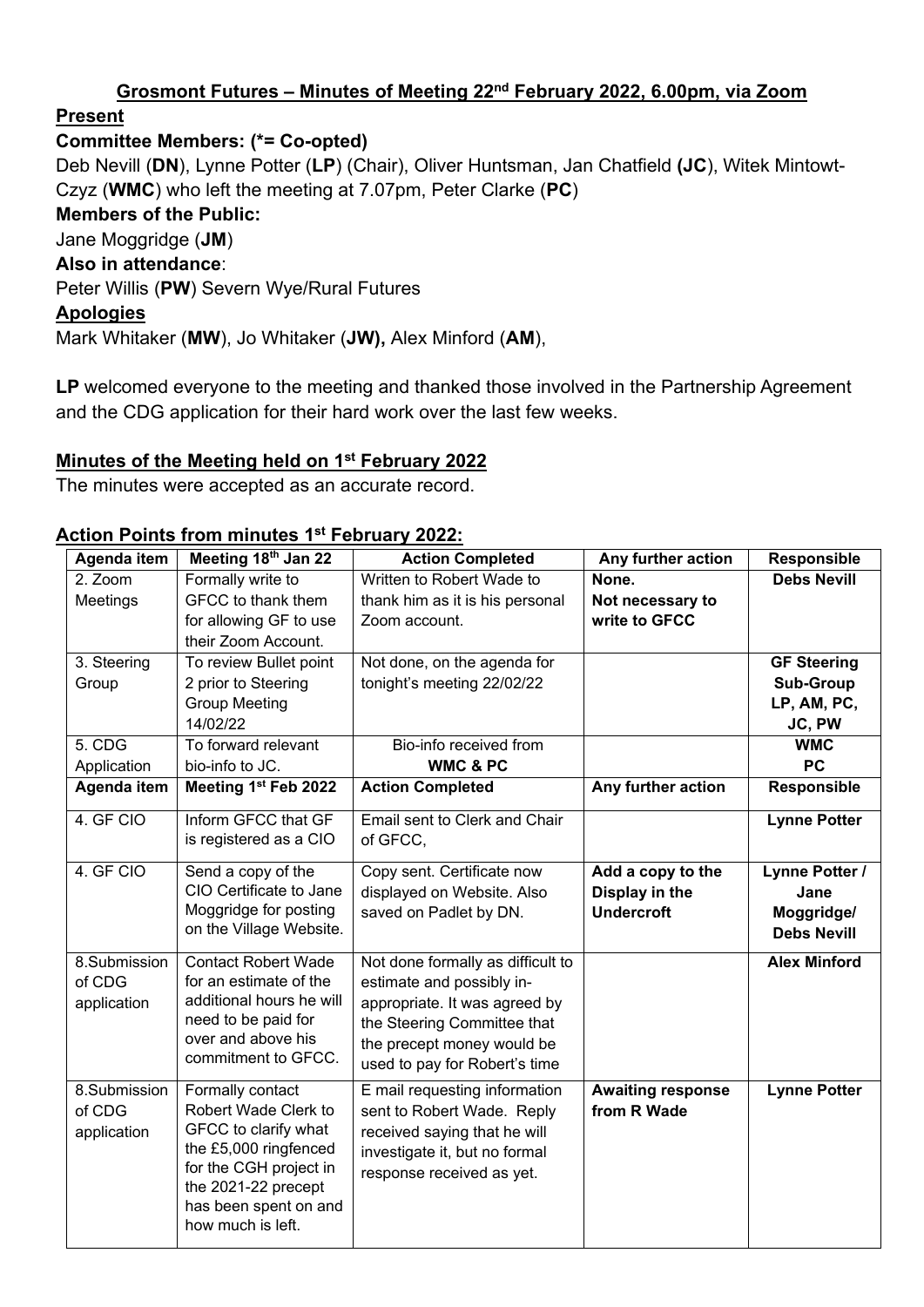# **Grosmont Futures – Minutes of Meeting 22nd February 2022, 6.00pm, via Zoom**

## **Present**

**Committee Members: (*= Co-opted)**

Deb Nevill (**DN**), Lynne Potter (**LP**) (Chair), Oliver Huntsman, Jan Chatfield **(JC**), Witek Mintowt-Czyz (**WMC**) who left the meeting at 7.07pm, Peter Clarke (**PC**)

**Members of the Public:**

Jane Moggridge (**JM**)

**Also in attendance**:

Peter Willis (**PW**) Severn Wye/Rural Futures

## **Apologies**

Mark Whitaker (**MW**), Jo Whitaker (**JW),** Alex Minford (**AM**),

**LP** welcomed everyone to the meeting and thanked those involved in the Partnership Agreement and the CDG application for their hard work over the last few weeks.

## **Minutes of the Meeting held on 1st February 2022**

The minutes were accepted as an accurate record.

## **Action Points from minutes 1st February 2022:**

| **Agenda item** | **Meeting 18th Jan 22** | **Action Completed** | **Any further action** | **Responsible** |
|---|---|---|---|---|
| 2. Zoom Meetings | Formally write to GFCC to thank them for allowing GF to use their Zoom Account. | Written to Robert Wade to thank him as it is his personal Zoom account. | **None. Not necessary to write to GFCC** | **Debs Nevill** |
| 3. Steering Group | To review Bullet point 2 prior to Steering Group Meeting 14/02/22 | Not done, on the agenda for tonight's meeting 22/02/22 | | **GF Steering Sub-Group LP, AM, PC, JC, PW** |
| 5. CDG Application | To forward relevant bio-info to JC. | Bio-info received from **WMC & PC** | | **WMC PC** |
| **Agenda item** | **Meeting 1st Feb 2022** | **Action Completed** | **Any further action** | **Responsible** |
| 4. GF CIO | Inform GFCC that GF is registered as a CIO | Email sent to Clerk and Chair of GFCC, | | **Lynne Potter** |
| 4. GF CIO | Send a copy of the CIO Certificate to Jane Moggridge for posting on the Village Website. | Copy sent. Certificate now displayed on Website. Also saved on Padlet by DN. | **Add a copy to the Display in the Undercroft** | **Lynne Potter / Jane Moggridge/ Debs Nevill** |
| 8.Submission of CDG application | Contact Robert Wade for an estimate of the additional hours he will need to be paid for over and above his commitment to GFCC. | Not done formally as difficult to estimate and possibly in-appropriate. It was agreed by the Steering Committee that the precept money would be used to pay for Robert's time | | **Alex Minford** |
| 8.Submission of CDG application | Formally contact Robert Wade Clerk to GFCC to clarify what the £5,000 ringfenced for the CGH project in the 2021-22 precept has been spent on and how much is left. | E mail requesting information sent to Robert Wade. Reply received saying that he will investigate it, but no formal response received as yet. | **Awaiting response from R Wade** | **Lynne Potter** |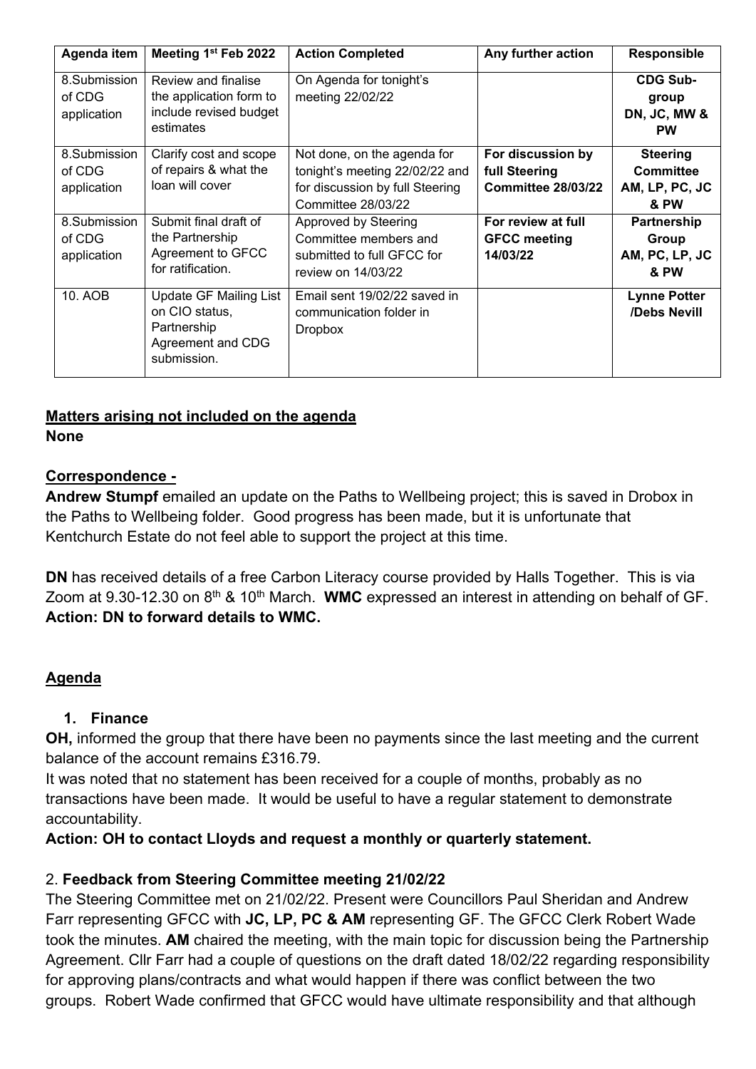| Agenda item | Meeting 1st Feb 2022 | Action Completed | Any further action | Responsible |
|---|---|---|---|---|
| 8.Submission of CDG application | Review and finalise the application form to include revised budget estimates | On Agenda for tonight's meeting 22/02/22 | | **CDG Sub-group DN, JC, MW & PW** |
| 8.Submission of CDG application | Clarify cost and scope of repairs & what the loan will cover | Not done, on the agenda for tonight's meeting 22/02/22 and for discussion by full Steering Committee 28/03/22 | **For discussion by full Steering Committee 28/03/22** | **Steering Committee AM, LP, PC, JC & PW** |
| 8.Submission of CDG application | Submit final draft of the Partnership Agreement to GFCC for ratification. | Approved by Steering Committee members and submitted to full GFCC for review on 14/03/22 | **For review at full GFCC meeting 14/03/22** | **Partnership Group AM, PC, LP, JC & PW** |
| 10. AOB | Update GF Mailing List on CIO status, Partnership Agreement and CDG submission. | Email sent 19/02/22 saved in communication folder in Dropbox | | **Lynne Potter /Debs Nevill** |

## Matters arising not included on the agenda

**None**

## Correspondence -

**Andrew Stumpf** emailed an update on the Paths to Wellbeing project; this is saved in Drobox in the Paths to Wellbeing folder. Good progress has been made, but it is unfortunate that Kentchurch Estate do not feel able to support the project at this time.

**DN** has received details of a free Carbon Literacy course provided by Halls Together. This is via Zoom at 9.30-12.30 on 8th & 10th March. **WMC** expressed an interest in attending on behalf of GF. **Action: DN to forward details to WMC.**

## Agenda

### 1. Finance

**OH,** informed the group that there have been no payments since the last meeting and the current balance of the account remains £316.79.

It was noted that no statement has been received for a couple of months, probably as no transactions have been made. It would be useful to have a regular statement to demonstrate accountability.

**Action: OH to contact Lloyds and request a monthly or quarterly statement.**

### 2. Feedback from Steering Committee meeting 21/02/22

The Steering Committee met on 21/02/22. Present were Councillors Paul Sheridan and Andrew Farr representing GFCC with **JC, LP, PC & AM** representing GF. The GFCC Clerk Robert Wade took the minutes. **AM** chaired the meeting, with the main topic for discussion being the Partnership Agreement. Cllr Farr had a couple of questions on the draft dated 18/02/22 regarding responsibility for approving plans/contracts and what would happen if there was conflict between the two groups. Robert Wade confirmed that GFCC would have ultimate responsibility and that although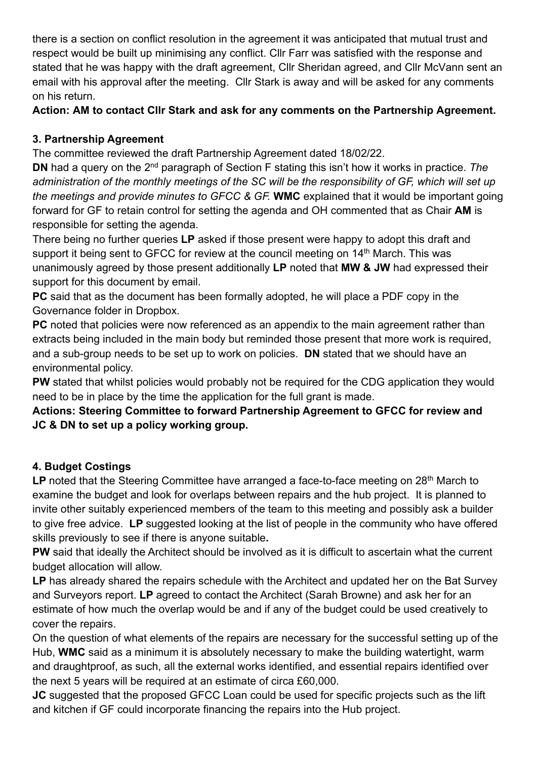there is a section on conflict resolution in the agreement it was anticipated that mutual trust and respect would be built up minimising any conflict. Cllr Farr was satisfied with the response and stated that he was happy with the draft agreement, Cllr Sheridan agreed, and Cllr McVann sent an email with his approval after the meeting. Cllr Stark is away and will be asked for any comments on his return.

**Action: AM to contact Cllr Stark and ask for any comments on the Partnership Agreement.**

### 3. Partnership Agreement

The committee reviewed the draft Partnership Agreement dated 18/02/22.

**DN** had a query on the 2nd paragraph of Section F stating this isn't how it works in practice. *The administration of the monthly meetings of the SC will be the responsibility of GF, which will set up the meetings and provide minutes to GFCC & GF.* **WMC** explained that it would be important going forward for GF to retain control for setting the agenda and OH commented that as Chair **AM** is responsible for setting the agenda.

There being no further queries **LP** asked if those present were happy to adopt this draft and support it being sent to GFCC for review at the council meeting on 14th March. This was unanimously agreed by those present additionally **LP** noted that **MW & JW** had expressed their support for this document by email.

**PC** said that as the document has been formally adopted, he will place a PDF copy in the Governance folder in Dropbox.

**PC** noted that policies were now referenced as an appendix to the main agreement rather than extracts being included in the main body but reminded those present that more work is required, and a sub-group needs to be set up to work on policies. **DN** stated that we should have an environmental policy.

**PW** stated that whilst policies would probably not be required for the CDG application they would need to be in place by the time the application for the full grant is made.

**Actions: Steering Committee to forward Partnership Agreement to GFCC for review and JC & DN to set up a policy working group.**

### 4. Budget Costings

**LP** noted that the Steering Committee have arranged a face-to-face meeting on 28th March to examine the budget and look for overlaps between repairs and the hub project. It is planned to invite other suitably experienced members of the team to this meeting and possibly ask a builder to give free advice. **LP** suggested looking at the list of people in the community who have offered skills previously to see if there is anyone suitable**.**

**PW** said that ideally the Architect should be involved as it is difficult to ascertain what the current budget allocation will allow.

**LP** has already shared the repairs schedule with the Architect and updated her on the Bat Survey and Surveyors report. **LP** agreed to contact the Architect (Sarah Browne) and ask her for an estimate of how much the overlap would be and if any of the budget could be used creatively to cover the repairs.

On the question of what elements of the repairs are necessary for the successful setting up of the Hub, **WMC** said as a minimum it is absolutely necessary to make the building watertight, warm and draughtproof, as such, all the external works identified, and essential repairs identified over the next 5 years will be required at an estimate of circa £60,000.

**JC** suggested that the proposed GFCC Loan could be used for specific projects such as the lift and kitchen if GF could incorporate financing the repairs into the Hub project.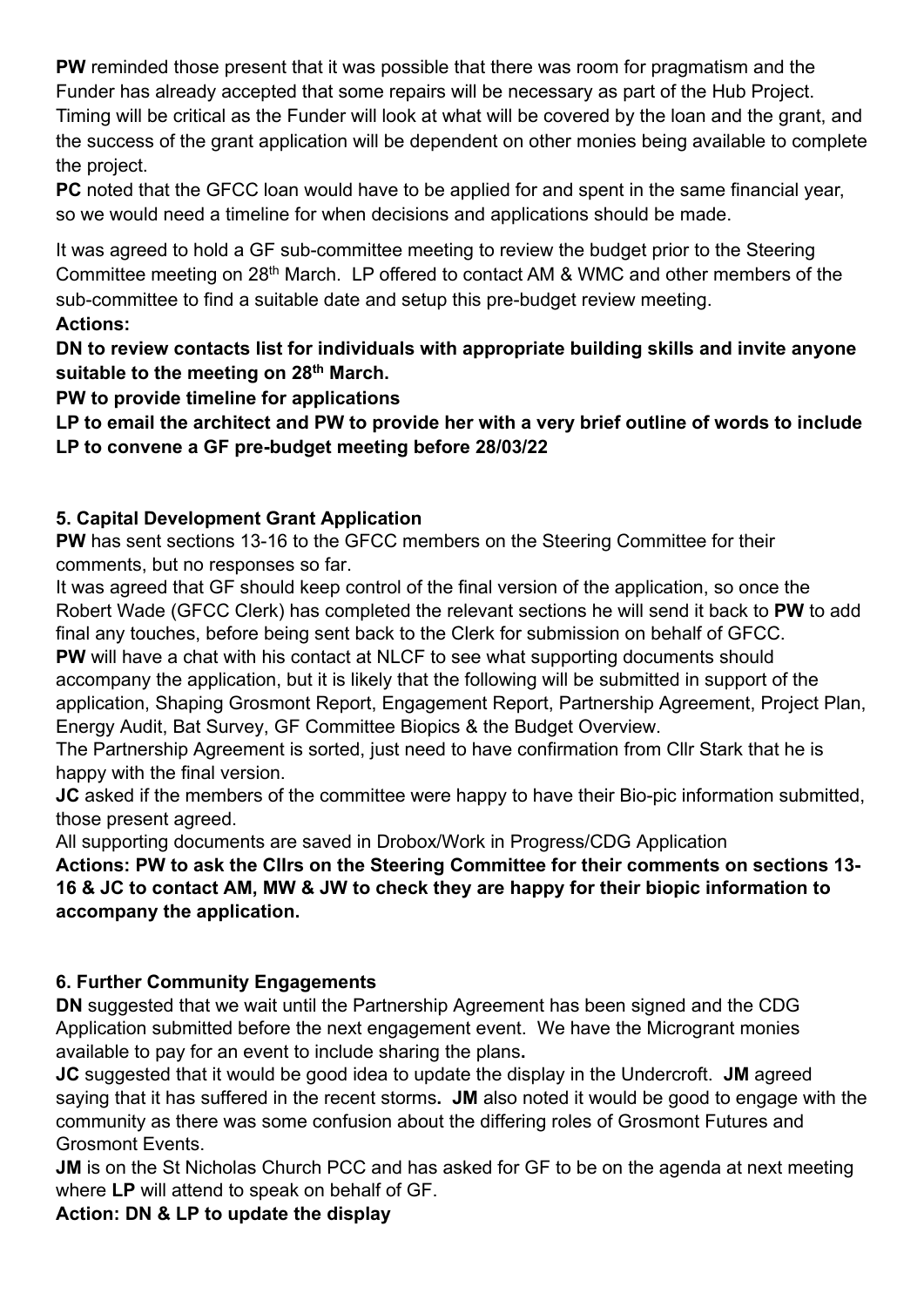**PW** reminded those present that it was possible that there was room for pragmatism and the Funder has already accepted that some repairs will be necessary as part of the Hub Project. Timing will be critical as the Funder will look at what will be covered by the loan and the grant, and the success of the grant application will be dependent on other monies being available to complete the project.

**PC** noted that the GFCC loan would have to be applied for and spent in the same financial year, so we would need a timeline for when decisions and applications should be made.

It was agreed to hold a GF sub-committee meeting to review the budget prior to the Steering Committee meeting on 28th March. LP offered to contact AM & WMC and other members of the sub-committee to find a suitable date and setup this pre-budget review meeting.

**Actions:**

**DN to review contacts list for individuals with appropriate building skills and invite anyone suitable to the meeting on 28th March.**

**PW to provide timeline for applications**

**LP to email the architect and PW to provide her with a very brief outline of words to include**

**LP to convene a GF pre-budget meeting before 28/03/22**

## 5. Capital Development Grant Application

**PW** has sent sections 13-16 to the GFCC members on the Steering Committee for their comments, but no responses so far.

It was agreed that GF should keep control of the final version of the application, so once the Robert Wade (GFCC Clerk) has completed the relevant sections he will send it back to **PW** to add final any touches, before being sent back to the Clerk for submission on behalf of GFCC.

**PW** will have a chat with his contact at NLCF to see what supporting documents should accompany the application, but it is likely that the following will be submitted in support of the application, Shaping Grosmont Report, Engagement Report, Partnership Agreement, Project Plan, Energy Audit, Bat Survey, GF Committee Biopics & the Budget Overview.

The Partnership Agreement is sorted, just need to have confirmation from Cllr Stark that he is happy with the final version.

**JC** asked if the members of the committee were happy to have their Bio-pic information submitted, those present agreed.

All supporting documents are saved in Drobox/Work in Progress/CDG Application

**Actions: PW to ask the Cllrs on the Steering Committee for their comments on sections 13-16 & JC to contact AM, MW & JW to check they are happy for their biopic information to accompany the application.**

## 6. Further Community Engagements

**DN** suggested that we wait until the Partnership Agreement has been signed and the CDG Application submitted before the next engagement event. We have the Microgrant monies available to pay for an event to include sharing the plans.

**JC** suggested that it would be good idea to update the display in the Undercroft. **JM** agreed saying that it has suffered in the recent storms. **JM** also noted it would be good to engage with the community as there was some confusion about the differing roles of Grosmont Futures and Grosmont Events.

**JM** is on the St Nicholas Church PCC and has asked for GF to be on the agenda at next meeting where **LP** will attend to speak on behalf of GF.

**Action: DN & LP to update the display**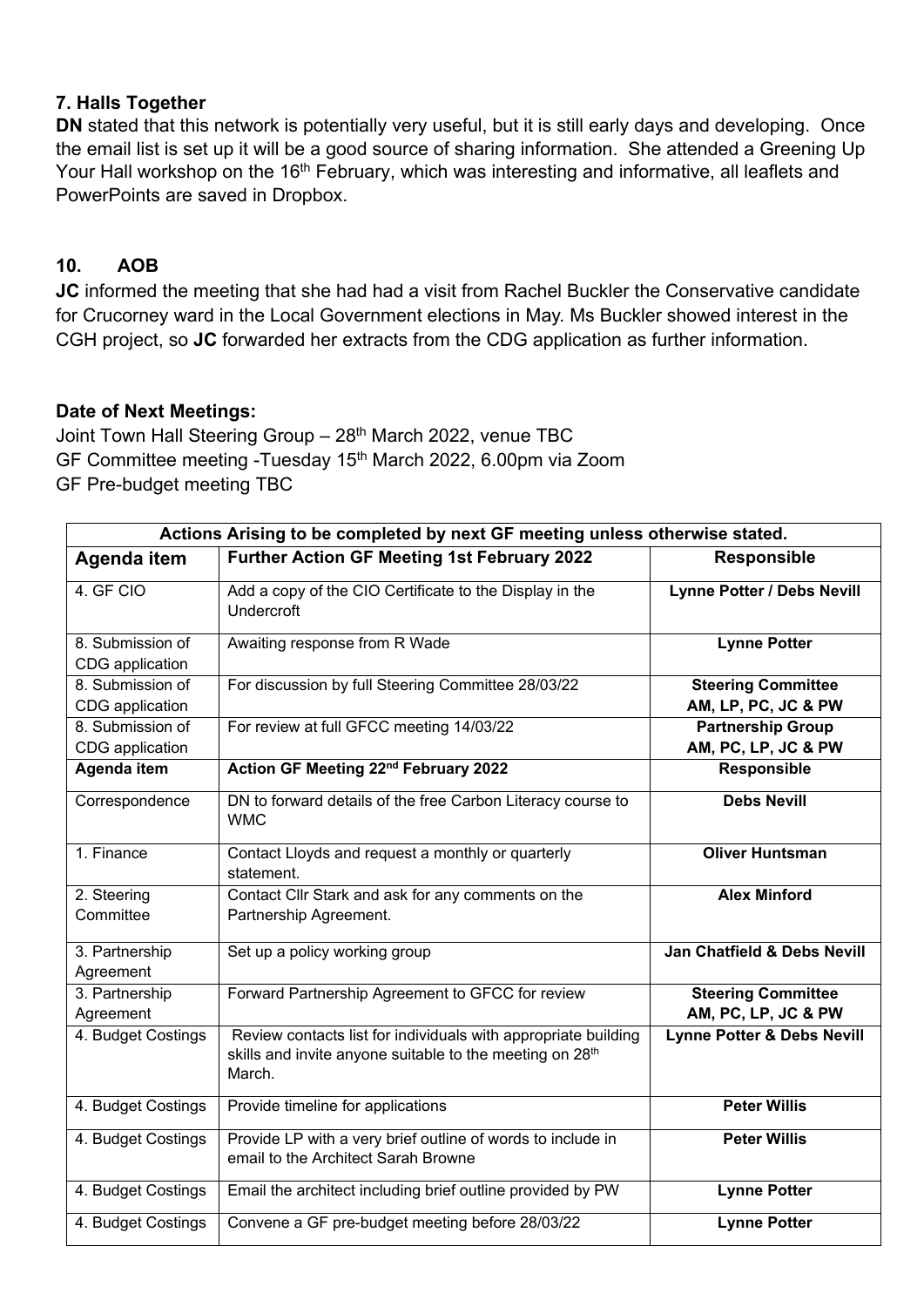## 7. Halls Together

**DN** stated that this network is potentially very useful, but it is still early days and developing. Once the email list is set up it will be a good source of sharing information. She attended a Greening Up Your Hall workshop on the 16th February, which was interesting and informative, all leaflets and PowerPoints are saved in Dropbox.

## 10. AOB

**JC** informed the meeting that she had had a visit from Rachel Buckler the Conservative candidate for Crucorney ward in the Local Government elections in May. Ms Buckler showed interest in the CGH project, so **JC** forwarded her extracts from the CDG application as further information.

### Date of Next Meetings:

Joint Town Hall Steering Group – 28th March 2022, venue TBC
GF Committee meeting -Tuesday 15th March 2022, 6.00pm via Zoom
GF Pre-budget meeting TBC

| Actions Arising to be completed by next GF meeting unless otherwise stated. | | |
|---|---|---|
| **Agenda item** | **Further Action GF Meeting 1st February 2022** | **Responsible** |
| 4. GF CIO | Add a copy of the CIO Certificate to the Display in the Undercroft | **Lynne Potter / Debs Nevill** |
| 8. Submission of CDG application | Awaiting response from R Wade | **Lynne Potter** |
| 8. Submission of CDG application | For discussion by full Steering Committee 28/03/22 | **Steering Committee AM, LP, PC, JC & PW** |
| 8. Submission of CDG application | For review at full GFCC meeting 14/03/22 | **Partnership Group AM, PC, LP, JC & PW** |
| **Agenda item** | **Action GF Meeting 22nd February 2022** | **Responsible** |
| Correspondence | DN to forward details of the free Carbon Literacy course to WMC | **Debs Nevill** |
| 1. Finance | Contact Lloyds and request a monthly or quarterly statement. | **Oliver Huntsman** |
| 2. Steering Committee | Contact Cllr Stark and ask for any comments on the Partnership Agreement. | **Alex Minford** |
| 3. Partnership Agreement | Set up a policy working group | **Jan Chatfield & Debs Nevill** |
| 3. Partnership Agreement | Forward Partnership Agreement to GFCC for review | **Steering Committee AM, PC, LP, JC & PW** |
| 4. Budget Costings | Review contacts list for individuals with appropriate building skills and invite anyone suitable to the meeting on 28th March. | **Lynne Potter & Debs Nevill** |
| 4. Budget Costings | Provide timeline for applications | **Peter Willis** |
| 4. Budget Costings | Provide LP with a very brief outline of words to include in email to the Architect Sarah Browne | **Peter Willis** |
| 4. Budget Costings | Email the architect including brief outline provided by PW | **Lynne Potter** |
| 4. Budget Costings | Convene a GF pre-budget meeting before 28/03/22 | **Lynne Potter** |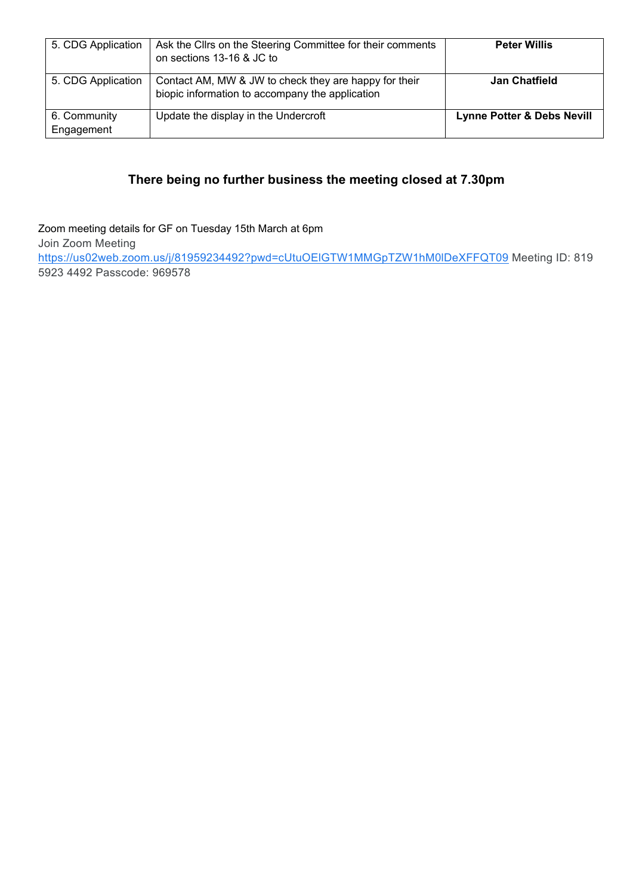| | | |
|---|---|---|
| 5. CDG Application | Ask the Cllrs on the Steering Committee for their comments on sections 13-16 & JC to | **Peter Willis** |
| 5. CDG Application | Contact AM, MW & JW to check they are happy for their biopic information to accompany the application | **Jan Chatfield** |
| 6. Community Engagement | Update the display in the Undercroft | **Lynne Potter & Debs Nevill** |

**There being no further business the meeting closed at 7.30pm**

Zoom meeting details for GF on Tuesday 15th March at 6pm
Join Zoom Meeting
https://us02web.zoom.us/j/81959234492?pwd=cUtuOElGTW1MMGpTZW1hM0lDeXFFQT09 Meeting ID: 819 5923 4492 Passcode: 969578